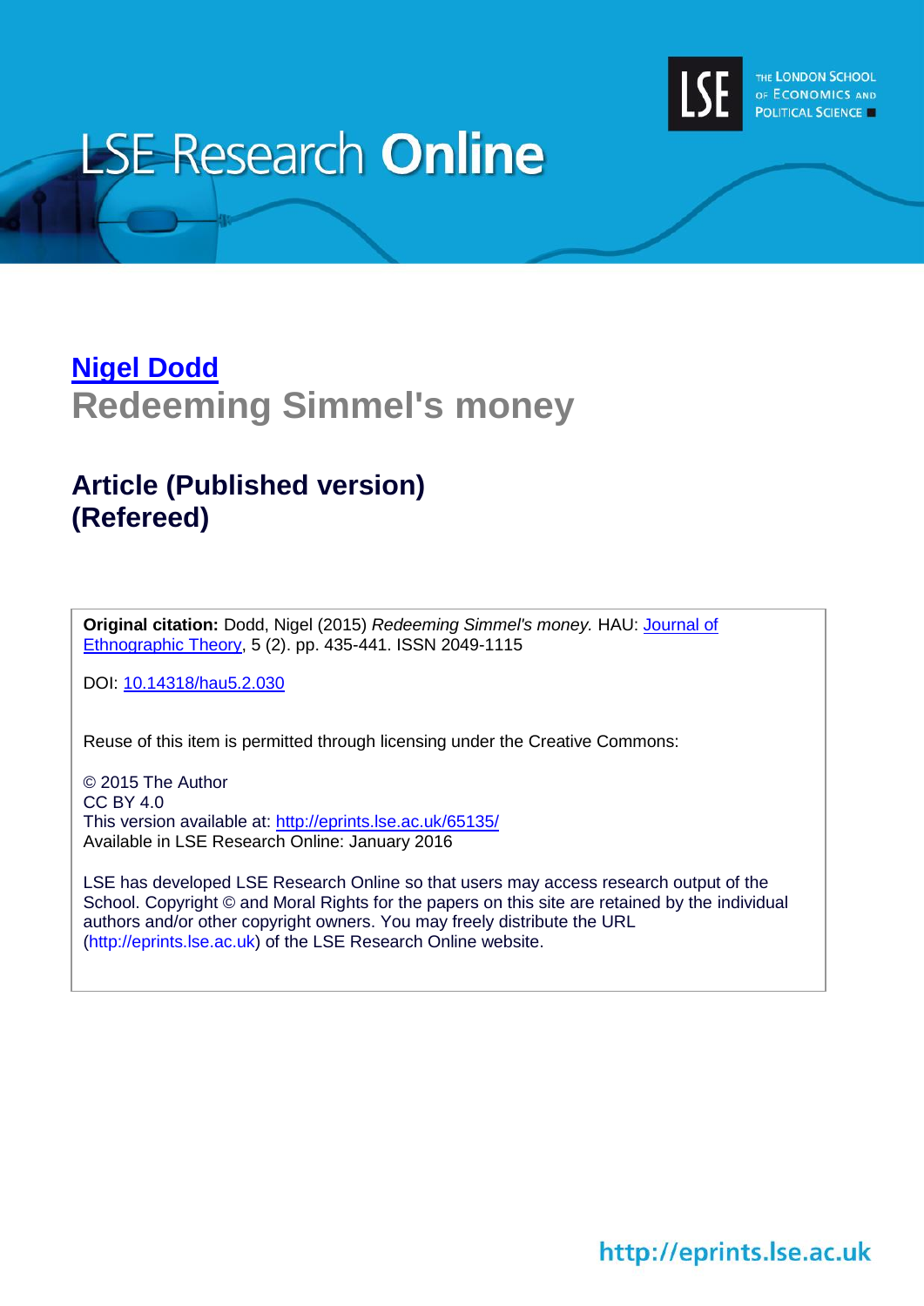LSE Research **Online**

THE LONDON SCHOOL OF ECONOMICS AND POLITICAL SCIENCE

**Nigel Dodd**

## Redeeming Simmel's money

### Article (Published version) (Refereed)

**Original citation:** Dodd, Nigel (2015) *Redeeming Simmel's money.* HAU: Journal of Ethnographic Theory, 5 (2). pp. 435-441. ISSN 2049-1115

DOI: 10.14318/hau5.2.030

Reuse of this item is permitted through licensing under the Creative Commons:

© 2015 The Author
CC BY 4.0
This version available at: http://eprints.lse.ac.uk/65135/
Available in LSE Research Online: January 2016

LSE has developed LSE Research Online so that users may access research output of the School. Copyright © and Moral Rights for the papers on this site are retained by the individual authors and/or other copyright owners. You may freely distribute the URL (http://eprints.lse.ac.uk) of the LSE Research Online website.

http://eprints.lse.ac.uk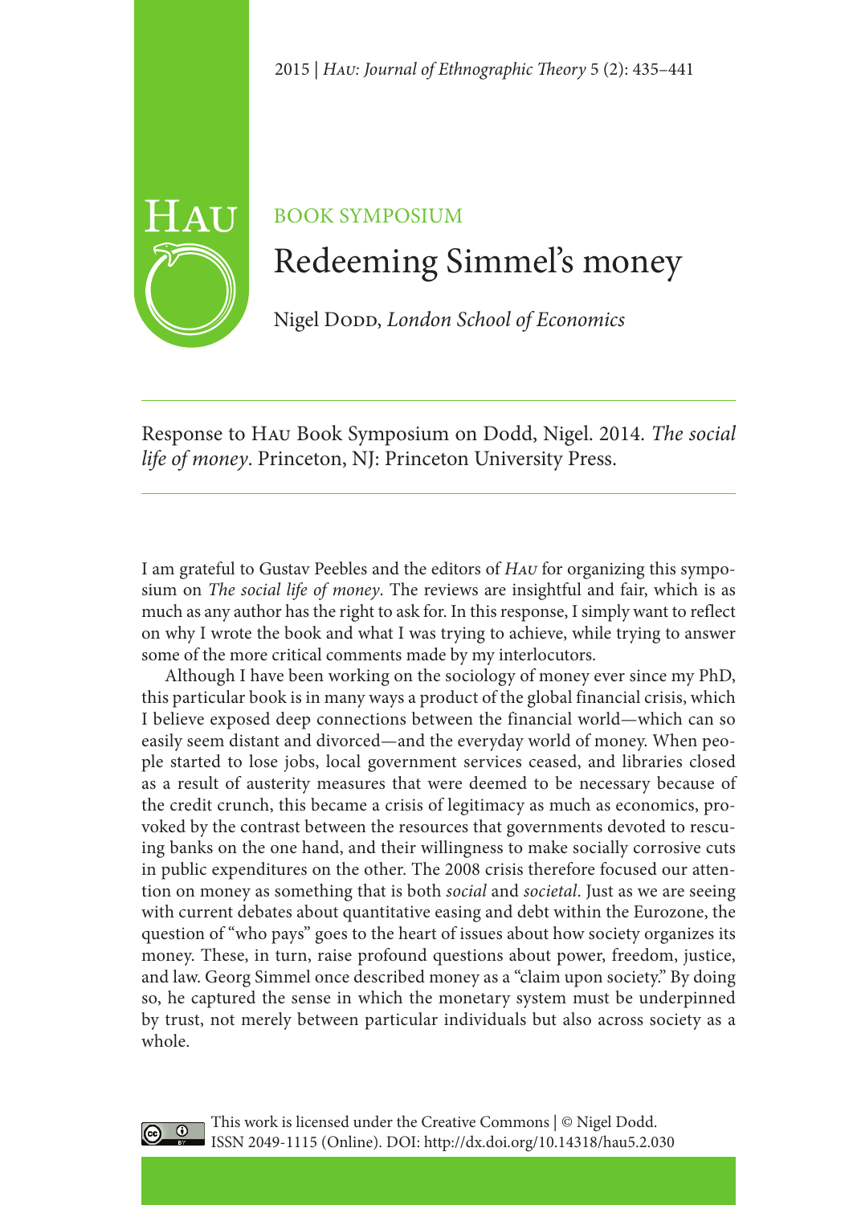BOOK SYMPOSIUM

# Redeeming Simmel's money

Nigel Dodd, *London School of Economics*

Response to Hau Book Symposium on Dodd, Nigel. 2014. *The social life of money*. Princeton, NJ: Princeton University Press.

I am grateful to Gustav Peebles and the editors of *Hau* for organizing this symposium on *The social life of money*. The reviews are insightful and fair, which is as much as any author has the right to ask for. In this response, I simply want to reflect on why I wrote the book and what I was trying to achieve, while trying to answer some of the more critical comments made by my interlocutors.

Although I have been working on the sociology of money ever since my PhD, this particular book is in many ways a product of the global financial crisis, which I believe exposed deep connections between the financial world—which can so easily seem distant and divorced—and the everyday world of money. When people started to lose jobs, local government services ceased, and libraries closed as a result of austerity measures that were deemed to be necessary because of the credit crunch, this became a crisis of legitimacy as much as economics, provoked by the contrast between the resources that governments devoted to rescuing banks on the one hand, and their willingness to make socially corrosive cuts in public expenditures on the other. The 2008 crisis therefore focused our attention on money as something that is both *social* and *societal*. Just as we are seeing with current debates about quantitative easing and debt within the Eurozone, the question of "who pays" goes to the heart of issues about how society organizes its money. These, in turn, raise profound questions about power, freedom, justice, and law. Georg Simmel once described money as a "claim upon society." By doing so, he captured the sense in which the monetary system must be underpinned by trust, not merely between particular individuals but also across society as a whole.

This work is licensed under the Creative Commons | © Nigel Dodd.
ISSN 2049-1115 (Online). DOI: http://dx.doi.org/10.14318/hau5.2.030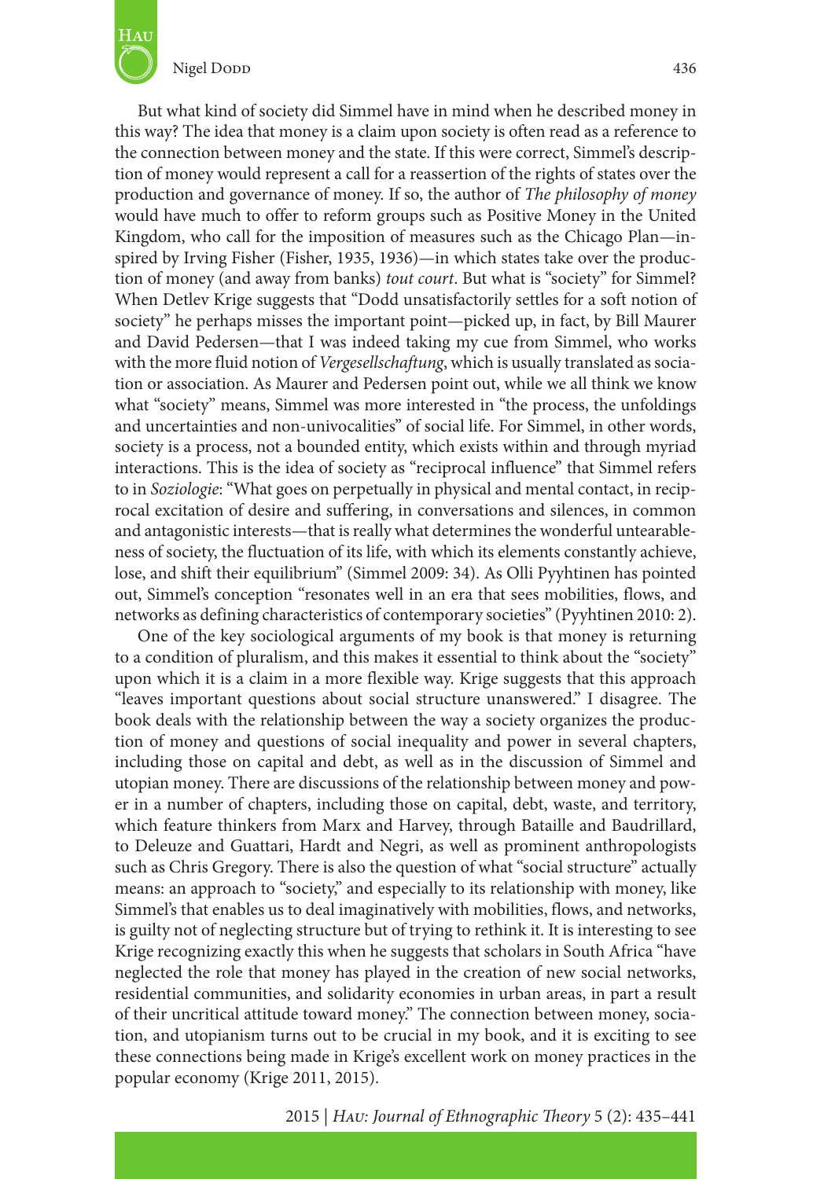But what kind of society did Simmel have in mind when he described money in this way? The idea that money is a claim upon society is often read as a reference to the connection between money and the state. If this were correct, Simmel's description of money would represent a call for a reassertion of the rights of states over the production and governance of money. If so, the author of *The philosophy of money* would have much to offer to reform groups such as Positive Money in the United Kingdom, who call for the imposition of measures such as the Chicago Plan—inspired by Irving Fisher (Fisher, 1935, 1936)—in which states take over the production of money (and away from banks) *tout court*. But what is "society" for Simmel? When Detlev Krige suggests that "Dodd unsatisfactorily settles for a soft notion of society" he perhaps misses the important point—picked up, in fact, by Bill Maurer and David Pedersen—that I was indeed taking my cue from Simmel, who works with the more fluid notion of *Vergesellschaftung*, which is usually translated as sociation or association. As Maurer and Pedersen point out, while we all think we know what "society" means, Simmel was more interested in "the process, the unfoldings and uncertainties and non-univocalities" of social life. For Simmel, in other words, society is a process, not a bounded entity, which exists within and through myriad interactions. This is the idea of society as "reciprocal influence" that Simmel refers to in *Soziologie*: "What goes on perpetually in physical and mental contact, in reciprocal excitation of desire and suffering, in conversations and silences, in common and antagonistic interests—that is really what determines the wonderful untearableness of society, the fluctuation of its life, with which its elements constantly achieve, lose, and shift their equilibrium" (Simmel 2009: 34). As Olli Pyyhtinen has pointed out, Simmel's conception "resonates well in an era that sees mobilities, flows, and networks as defining characteristics of contemporary societies" (Pyyhtinen 2010: 2).

One of the key sociological arguments of my book is that money is returning to a condition of pluralism, and this makes it essential to think about the "society" upon which it is a claim in a more flexible way. Krige suggests that this approach "leaves important questions about social structure unanswered." I disagree. The book deals with the relationship between the way a society organizes the production of money and questions of social inequality and power in several chapters, including those on capital and debt, as well as in the discussion of Simmel and utopian money. There are discussions of the relationship between money and power in a number of chapters, including those on capital, debt, waste, and territory, which feature thinkers from Marx and Harvey, through Bataille and Baudrillard, to Deleuze and Guattari, Hardt and Negri, as well as prominent anthropologists such as Chris Gregory. There is also the question of what "social structure" actually means: an approach to "society," and especially to its relationship with money, like Simmel's that enables us to deal imaginatively with mobilities, flows, and networks, is guilty not of neglecting structure but of trying to rethink it. It is interesting to see Krige recognizing exactly this when he suggests that scholars in South Africa "have neglected the role that money has played in the creation of new social networks, residential communities, and solidarity economies in urban areas, in part a result of their uncritical attitude toward money." The connection between money, sociation, and utopianism turns out to be crucial in my book, and it is exciting to see these connections being made in Krige's excellent work on money practices in the popular economy (Krige 2011, 2015).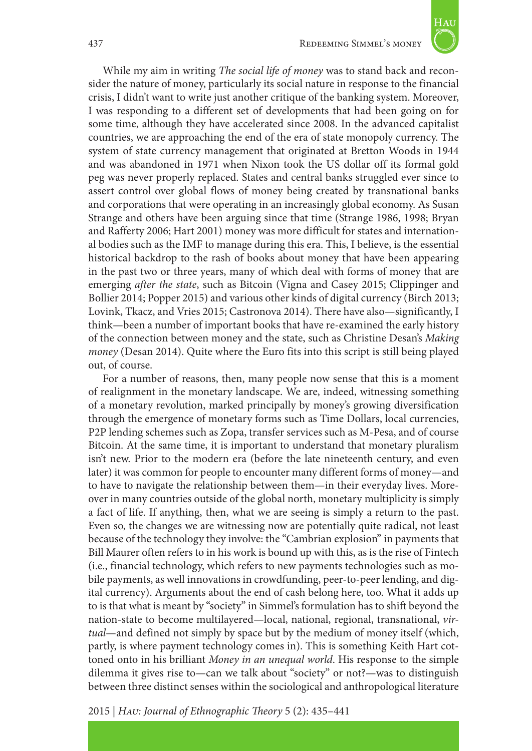While my aim in writing *The social life of money* was to stand back and reconsider the nature of money, particularly its social nature in response to the financial crisis, I didn't want to write just another critique of the banking system. Moreover, I was responding to a different set of developments that had been going on for some time, although they have accelerated since 2008. In the advanced capitalist countries, we are approaching the end of the era of state monopoly currency. The system of state currency management that originated at Bretton Woods in 1944 and was abandoned in 1971 when Nixon took the US dollar off its formal gold peg was never properly replaced. States and central banks struggled ever since to assert control over global flows of money being created by transnational banks and corporations that were operating in an increasingly global economy. As Susan Strange and others have been arguing since that time (Strange 1986, 1998; Bryan and Rafferty 2006; Hart 2001) money was more difficult for states and international bodies such as the IMF to manage during this era. This, I believe, is the essential historical backdrop to the rash of books about money that have been appearing in the past two or three years, many of which deal with forms of money that are emerging *after the state*, such as Bitcoin (Vigna and Casey 2015; Clippinger and Bollier 2014; Popper 2015) and various other kinds of digital currency (Birch 2013; Lovink, Tkacz, and Vries 2015; Castronova 2014). There have also—significantly, I think—been a number of important books that have re-examined the early history of the connection between money and the state, such as Christine Desan's *Making money* (Desan 2014). Quite where the Euro fits into this script is still being played out, of course.

For a number of reasons, then, many people now sense that this is a moment of realignment in the monetary landscape. We are, indeed, witnessing something of a monetary revolution, marked principally by money's growing diversification through the emergence of monetary forms such as Time Dollars, local currencies, P2P lending schemes such as Zopa, transfer services such as M-Pesa, and of course Bitcoin. At the same time, it is important to understand that monetary pluralism isn't new. Prior to the modern era (before the late nineteenth century, and even later) it was common for people to encounter many different forms of money—and to have to navigate the relationship between them—in their everyday lives. Moreover in many countries outside of the global north, monetary multiplicity is simply a fact of life. If anything, then, what we are seeing is simply a return to the past. Even so, the changes we are witnessing now are potentially quite radical, not least because of the technology they involve: the "Cambrian explosion" in payments that Bill Maurer often refers to in his work is bound up with this, as is the rise of Fintech (i.e., financial technology, which refers to new payments technologies such as mobile payments, as well innovations in crowdfunding, peer-to-peer lending, and digital currency). Arguments about the end of cash belong here, too. What it adds up to is that what is meant by "society" in Simmel's formulation has to shift beyond the nation-state to become multilayered—local, national, regional, transnational, *virtual*—and defined not simply by space but by the medium of money itself (which, partly, is where payment technology comes in). This is something Keith Hart cottoned onto in his brilliant *Money in an unequal world*. His response to the simple dilemma it gives rise to—can we talk about "society" or not?—was to distinguish between three distinct senses within the sociological and anthropological literature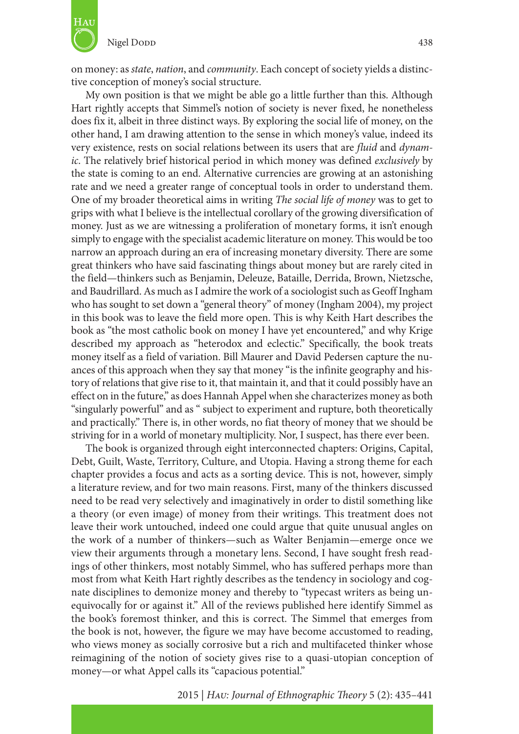on money: as *state*, *nation*, and *community*. Each concept of society yields a distinctive conception of money's social structure.

My own position is that we might be able go a little further than this. Although Hart rightly accepts that Simmel's notion of society is never fixed, he nonetheless does fix it, albeit in three distinct ways. By exploring the social life of money, on the other hand, I am drawing attention to the sense in which money's value, indeed its very existence, rests on social relations between its users that are *fluid* and *dynamic*. The relatively brief historical period in which money was defined *exclusively* by the state is coming to an end. Alternative currencies are growing at an astonishing rate and we need a greater range of conceptual tools in order to understand them. One of my broader theoretical aims in writing *The social life of money* was to get to grips with what I believe is the intellectual corollary of the growing diversification of money. Just as we are witnessing a proliferation of monetary forms, it isn't enough simply to engage with the specialist academic literature on money. This would be too narrow an approach during an era of increasing monetary diversity. There are some great thinkers who have said fascinating things about money but are rarely cited in the field—thinkers such as Benjamin, Deleuze, Bataille, Derrida, Brown, Nietzsche, and Baudrillard. As much as I admire the work of a sociologist such as Geoff Ingham who has sought to set down a "general theory" of money (Ingham 2004), my project in this book was to leave the field more open. This is why Keith Hart describes the book as "the most catholic book on money I have yet encountered," and why Krige described my approach as "heterodox and eclectic." Specifically, the book treats money itself as a field of variation. Bill Maurer and David Pedersen capture the nuances of this approach when they say that money "is the infinite geography and history of relations that give rise to it, that maintain it, and that it could possibly have an effect on in the future," as does Hannah Appel when she characterizes money as both "singularly powerful" and as " subject to experiment and rupture, both theoretically and practically." There is, in other words, no fiat theory of money that we should be striving for in a world of monetary multiplicity. Nor, I suspect, has there ever been.

The book is organized through eight interconnected chapters: Origins, Capital, Debt, Guilt, Waste, Territory, Culture, and Utopia. Having a strong theme for each chapter provides a focus and acts as a sorting device. This is not, however, simply a literature review, and for two main reasons. First, many of the thinkers discussed need to be read very selectively and imaginatively in order to distil something like a theory (or even image) of money from their writings. This treatment does not leave their work untouched, indeed one could argue that quite unusual angles on the work of a number of thinkers—such as Walter Benjamin—emerge once we view their arguments through a monetary lens. Second, I have sought fresh readings of other thinkers, most notably Simmel, who has suffered perhaps more than most from what Keith Hart rightly describes as the tendency in sociology and cognate disciplines to demonize money and thereby to "typecast writers as being unequivocally for or against it." All of the reviews published here identify Simmel as the book's foremost thinker, and this is correct. The Simmel that emerges from the book is not, however, the figure we may have become accustomed to reading, who views money as socially corrosive but a rich and multifaceted thinker whose reimagining of the notion of society gives rise to a quasi-utopian conception of money—or what Appel calls its "capacious potential."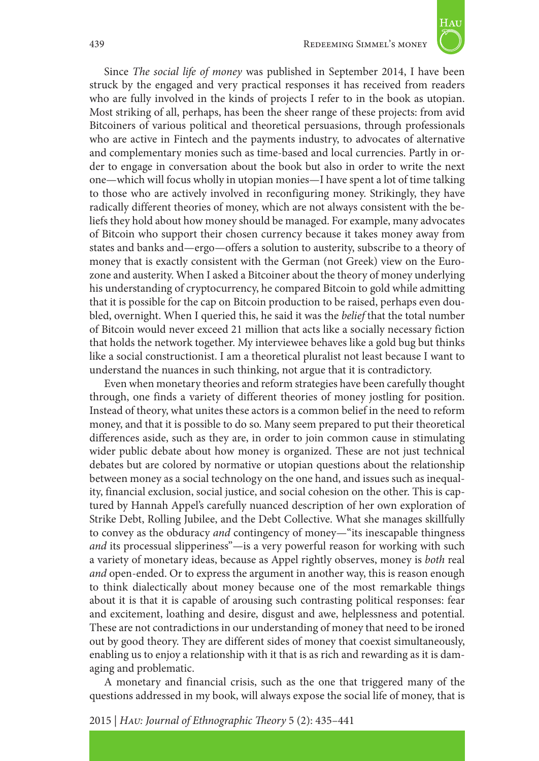Since *The social life of money* was published in September 2014, I have been struck by the engaged and very practical responses it has received from readers who are fully involved in the kinds of projects I refer to in the book as utopian. Most striking of all, perhaps, has been the sheer range of these projects: from avid Bitcoiners of various political and theoretical persuasions, through professionals who are active in Fintech and the payments industry, to advocates of alternative and complementary monies such as time-based and local currencies. Partly in order to engage in conversation about the book but also in order to write the next one—which will focus wholly in utopian monies—I have spent a lot of time talking to those who are actively involved in reconfiguring money. Strikingly, they have radically different theories of money, which are not always consistent with the beliefs they hold about how money should be managed. For example, many advocates of Bitcoin who support their chosen currency because it takes money away from states and banks and—ergo—offers a solution to austerity, subscribe to a theory of money that is exactly consistent with the German (not Greek) view on the Eurozone and austerity. When I asked a Bitcoiner about the theory of money underlying his understanding of cryptocurrency, he compared Bitcoin to gold while admitting that it is possible for the cap on Bitcoin production to be raised, perhaps even doubled, overnight. When I queried this, he said it was the *belief* that the total number of Bitcoin would never exceed 21 million that acts like a socially necessary fiction that holds the network together. My interviewee behaves like a gold bug but thinks like a social constructionist. I am a theoretical pluralist not least because I want to understand the nuances in such thinking, not argue that it is contradictory.

Even when monetary theories and reform strategies have been carefully thought through, one finds a variety of different theories of money jostling for position. Instead of theory, what unites these actors is a common belief in the need to reform money, and that it is possible to do so. Many seem prepared to put their theoretical differences aside, such as they are, in order to join common cause in stimulating wider public debate about how money is organized. These are not just technical debates but are colored by normative or utopian questions about the relationship between money as a social technology on the one hand, and issues such as inequality, financial exclusion, social justice, and social cohesion on the other. This is captured by Hannah Appel's carefully nuanced description of her own exploration of Strike Debt, Rolling Jubilee, and the Debt Collective. What she manages skillfully to convey as the obduracy *and* contingency of money—"its inescapable thingness *and* its processual slipperiness"—is a very powerful reason for working with such a variety of monetary ideas, because as Appel rightly observes, money is *both* real *and* open-ended. Or to express the argument in another way, this is reason enough to think dialectically about money because one of the most remarkable things about it is that it is capable of arousing such contrasting political responses: fear and excitement, loathing and desire, disgust and awe, helplessness and potential. These are not contradictions in our understanding of money that need to be ironed out by good theory. They are different sides of money that coexist simultaneously, enabling us to enjoy a relationship with it that is as rich and rewarding as it is damaging and problematic.

A monetary and financial crisis, such as the one that triggered many of the questions addressed in my book, will always expose the social life of money, that is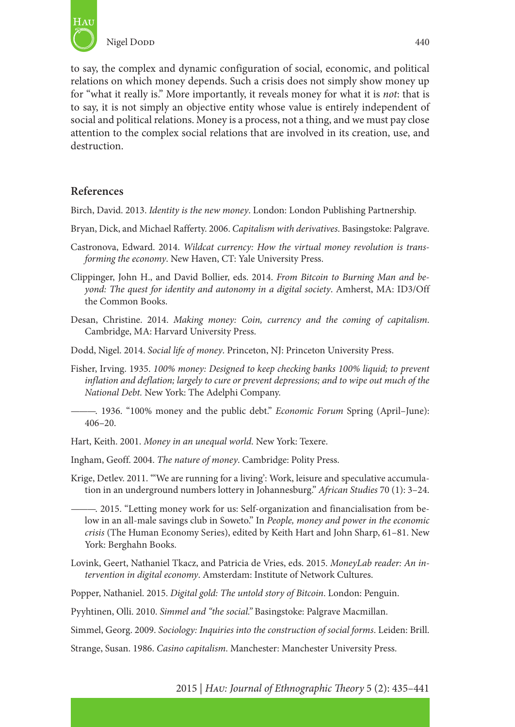to say, the complex and dynamic configuration of social, economic, and political relations on which money depends. Such a crisis does not simply show money up for "what it really is." More importantly, it reveals money for what it is *not*: that is to say, it is not simply an objective entity whose value is entirely independent of social and political relations. Money is a process, not a thing, and we must pay close attention to the complex social relations that are involved in its creation, use, and destruction.

## References

Birch, David. 2013. *Identity is the new money*. London: London Publishing Partnership.

Bryan, Dick, and Michael Rafferty. 2006. *Capitalism with derivatives*. Basingstoke: Palgrave.

Castronova, Edward. 2014. *Wildcat currency: How the virtual money revolution is transforming the economy*. New Haven, CT: Yale University Press.

Clippinger, John H., and David Bollier, eds. 2014. *From Bitcoin to Burning Man and beyond: The quest for identity and autonomy in a digital society*. Amherst, MA: ID3/Off the Common Books.

Desan, Christine. 2014. *Making money: Coin, currency and the coming of capitalism*. Cambridge, MA: Harvard University Press.

Dodd, Nigel. 2014. *Social life of money*. Princeton, NJ: Princeton University Press.

Fisher, Irving. 1935. *100% money: Designed to keep checking banks 100% liquid; to prevent inflation and deflation; largely to cure or prevent depressions; and to wipe out much of the National Debt.* New York: The Adelphi Company.

———. 1936. "100% money and the public debt." *Economic Forum* Spring (April–June): 406–20.

Hart, Keith. 2001. *Money in an unequal world*. New York: Texere.

Ingham, Geoff. 2004. *The nature of money*. Cambridge: Polity Press.

Krige, Detlev. 2011. "'We are running for a living': Work, leisure and speculative accumulation in an underground numbers lottery in Johannesburg." *African Studies* 70 (1): 3–24.

———. 2015. "Letting money work for us: Self-organization and financialisation from below in an all-male savings club in Soweto." In *People, money and power in the economic crisis* (The Human Economy Series), edited by Keith Hart and John Sharp, 61–81. New York: Berghahn Books.

Lovink, Geert, Nathaniel Tkacz, and Patricia de Vries, eds. 2015. *MoneyLab reader: An intervention in digital economy*. Amsterdam: Institute of Network Cultures.

Popper, Nathaniel. 2015. *Digital gold: The untold story of Bitcoin*. London: Penguin.

Pyyhtinen, Olli. 2010. *Simmel and "the social."* Basingstoke: Palgrave Macmillan.

Simmel, Georg. 2009. *Sociology: Inquiries into the construction of social forms*. Leiden: Brill.

Strange, Susan. 1986. *Casino capitalism*. Manchester: Manchester University Press.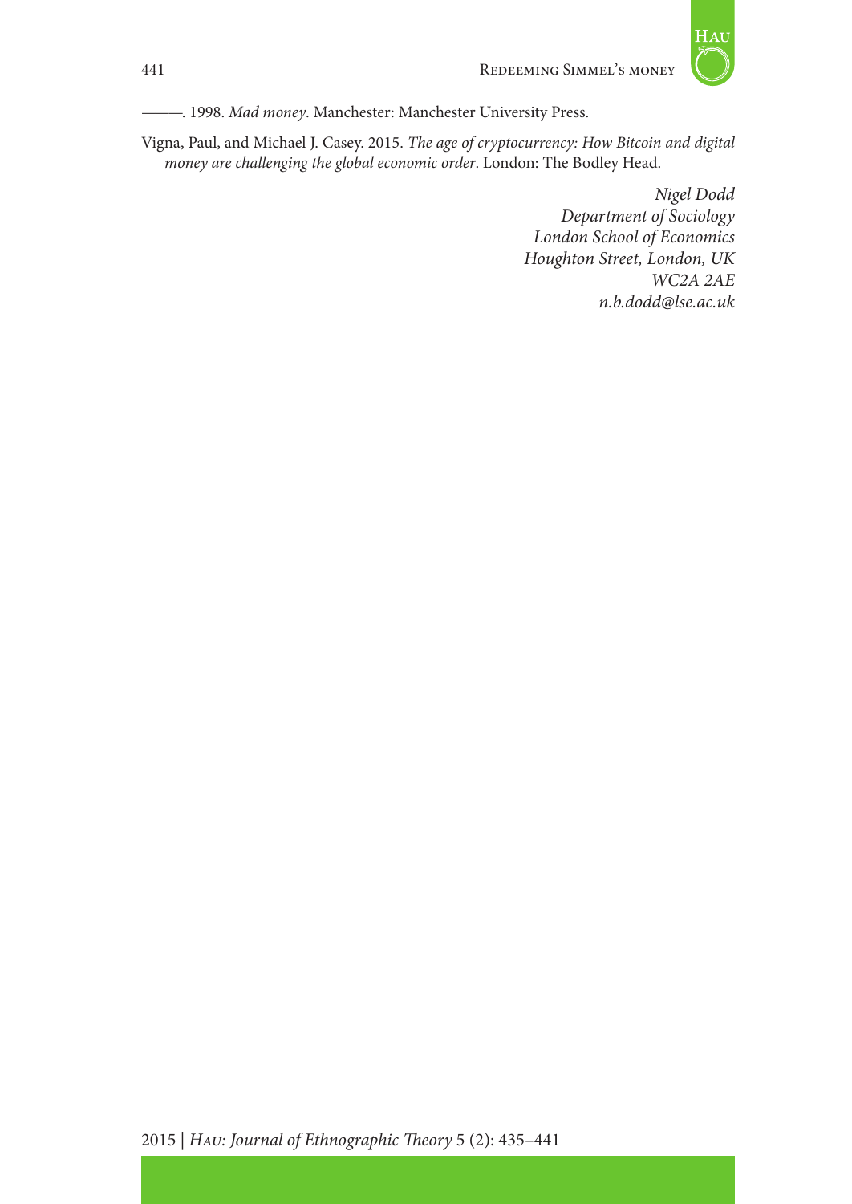———. 1998. *Mad money*. Manchester: Manchester University Press.

Vigna, Paul, and Michael J. Casey. 2015. *The age of cryptocurrency: How Bitcoin and digital money are challenging the global economic order*. London: The Bodley Head.

*Nigel Dodd*  
*Department of Sociology*  
*London School of Economics*  
*Houghton Street, London, UK*  
*WC2A 2AE*  
*n.b.dodd@lse.ac.uk*